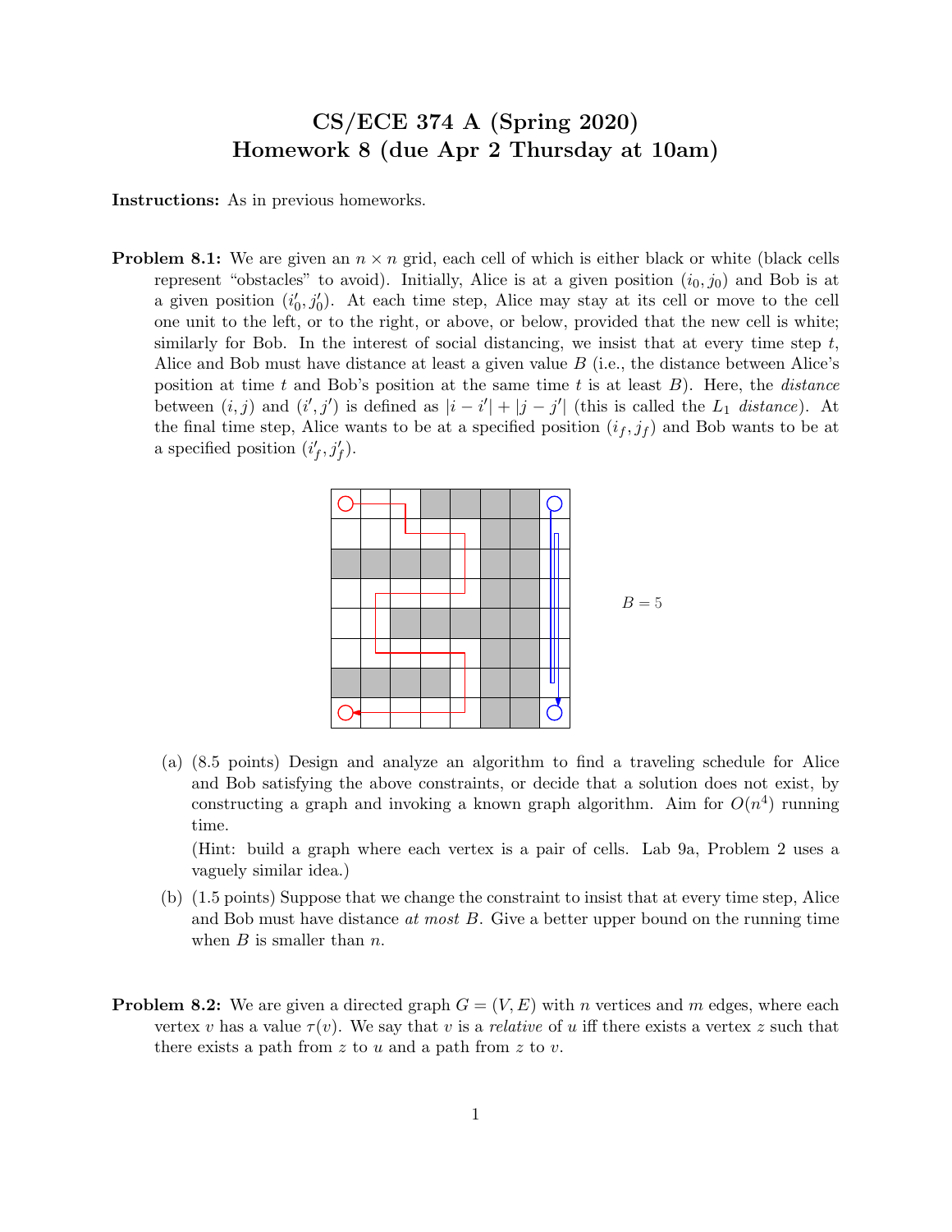# CS/ECE 374 A (Spring 2020)
# Homework 8 (due Apr 2 Thursday at 10am)

**Instructions:** As in previous homeworks.

**Problem 8.1:** We are given an $n \times n$ grid, each cell of which is either black or white (black cells represent "obstacles" to avoid). Initially, Alice is at a given position $(i_0, j_0)$ and Bob is at a given position $(i'_0, j'_0)$. At each time step, Alice may stay at its cell or move to the cell one unit to the left, or to the right, or above, or below, provided that the new cell is white; similarly for Bob. In the interest of social distancing, we insist that at every time step $t$, Alice and Bob must have distance at least a given value $B$ (i.e., the distance between Alice's position at time $t$ and Bob's position at the same time $t$ is at least $B$). Here, the *distance* between $(i, j)$ and $(i', j')$ is defined as $|i - i'| + |j - j'|$ (this is called the $L_1$ *distance*). At the final time step, Alice wants to be at a specified position $(i_f, j_f)$ and Bob wants to be at a specified position $(i'_f, j'_f)$.

$B = 5$

(a) (8.5 points) Design and analyze an algorithm to find a traveling schedule for Alice and Bob satisfying the above constraints, or decide that a solution does not exist, by constructing a graph and invoking a known graph algorithm. Aim for $O(n^4)$ running time.

(Hint: build a graph where each vertex is a pair of cells. Lab 9a, Problem 2 uses a vaguely similar idea.)

(b) (1.5 points) Suppose that we change the constraint to insist that at every time step, Alice and Bob must have distance *at most* $B$. Give a better upper bound on the running time when $B$ is smaller than $n$.

**Problem 8.2:** We are given a directed graph $G = (V, E)$ with $n$ vertices and $m$ edges, where each vertex $v$ has a value $\tau(v)$. We say that $v$ is a *relative* of $u$ iff there exists a vertex $z$ such that there exists a path from $z$ to $u$ and a path from $z$ to $v$.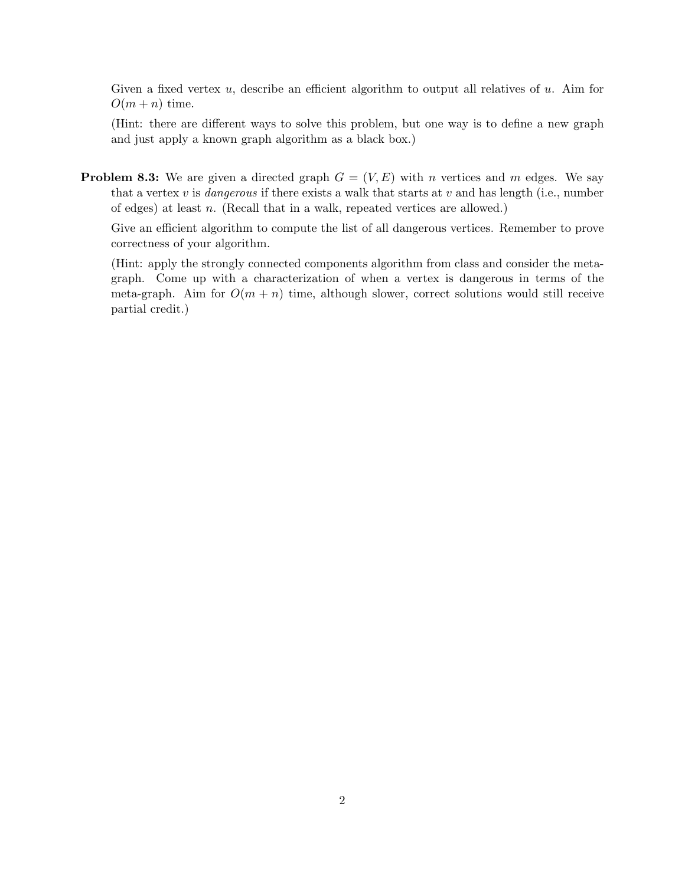Given a fixed vertex $u$, describe an efficient algorithm to output all relatives of $u$. Aim for $O(m + n)$ time.

(Hint: there are different ways to solve this problem, but one way is to define a new graph and just apply a known graph algorithm as a black box.)

**Problem 8.3:** We are given a directed graph $G = (V, E)$ with $n$ vertices and $m$ edges. We say that a vertex $v$ is *dangerous* if there exists a walk that starts at $v$ and has length (i.e., number of edges) at least $n$. (Recall that in a walk, repeated vertices are allowed.)

Give an efficient algorithm to compute the list of all dangerous vertices. Remember to prove correctness of your algorithm.

(Hint: apply the strongly connected components algorithm from class and consider the meta-graph. Come up with a characterization of when a vertex is dangerous in terms of the meta-graph. Aim for $O(m + n)$ time, although slower, correct solutions would still receive partial credit.)